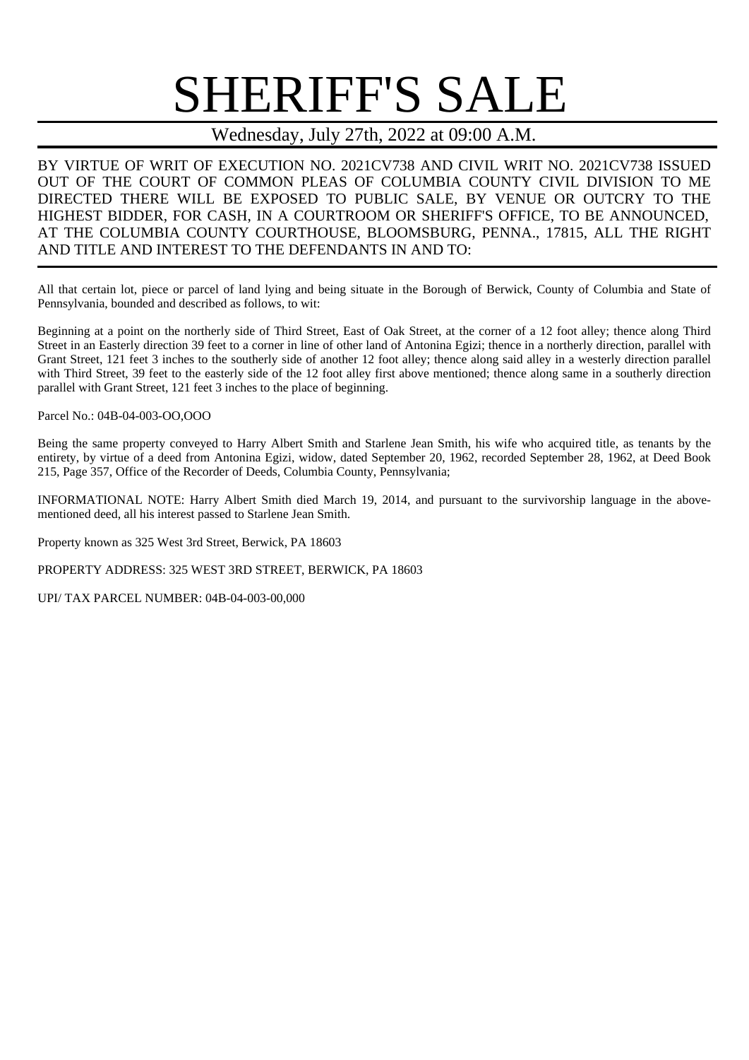# SHERIFF'S SALE

Wednesday, July 27th, 2022 at 09:00 A.M.

BY VIRTUE OF WRIT OF EXECUTION NO. 2021CV738 AND CIVIL WRIT NO. 2021CV738 ISSUED OUT OF THE COURT OF COMMON PLEAS OF COLUMBIA COUNTY CIVIL DIVISION TO ME DIRECTED THERE WILL BE EXPOSED TO PUBLIC SALE, BY VENUE OR OUTCRY TO THE HIGHEST BIDDER, FOR CASH, IN A COURTROOM OR SHERIFF'S OFFICE, TO BE ANNOUNCED, AT THE COLUMBIA COUNTY COURTHOUSE, BLOOMSBURG, PENNA., 17815, ALL THE RIGHT AND TITLE AND INTEREST TO THE DEFENDANTS IN AND TO:

---

All that certain lot, piece or parcel of land lying and being situate in the Borough of Berwick, County of Columbia and State of Pennsylvania, bounded and described as follows, to wit:

Beginning at a point on the northerly side of Third Street, East of Oak Street, at the corner of a 12 foot alley; thence along Third Street in an Easterly direction 39 feet to a corner in line of other land of Antonina Egizi; thence in a northerly direction, parallel with Grant Street, 121 feet 3 inches to the southerly side of another 12 foot alley; thence along said alley in a westerly direction parallel with Third Street, 39 feet to the easterly side of the 12 foot alley first above mentioned; thence along same in a southerly direction parallel with Grant Street, 121 feet 3 inches to the place of beginning.

Parcel No.: 04B-04-003-OO,OOO

Being the same property conveyed to Harry Albert Smith and Starlene Jean Smith, his wife who acquired title, as tenants by the entirety, by virtue of a deed from Antonina Egizi, widow, dated September 20, 1962, recorded September 28, 1962, at Deed Book 215, Page 357, Office of the Recorder of Deeds, Columbia County, Pennsylvania;

INFORMATIONAL NOTE: Harry Albert Smith died March 19, 2014, and pursuant to the survivorship language in the above-mentioned deed, all his interest passed to Starlene Jean Smith.

Property known as 325 West 3rd Street, Berwick, PA 18603

PROPERTY ADDRESS: 325 WEST 3RD STREET, BERWICK, PA 18603

UPI/ TAX PARCEL NUMBER: 04B-04-003-00,000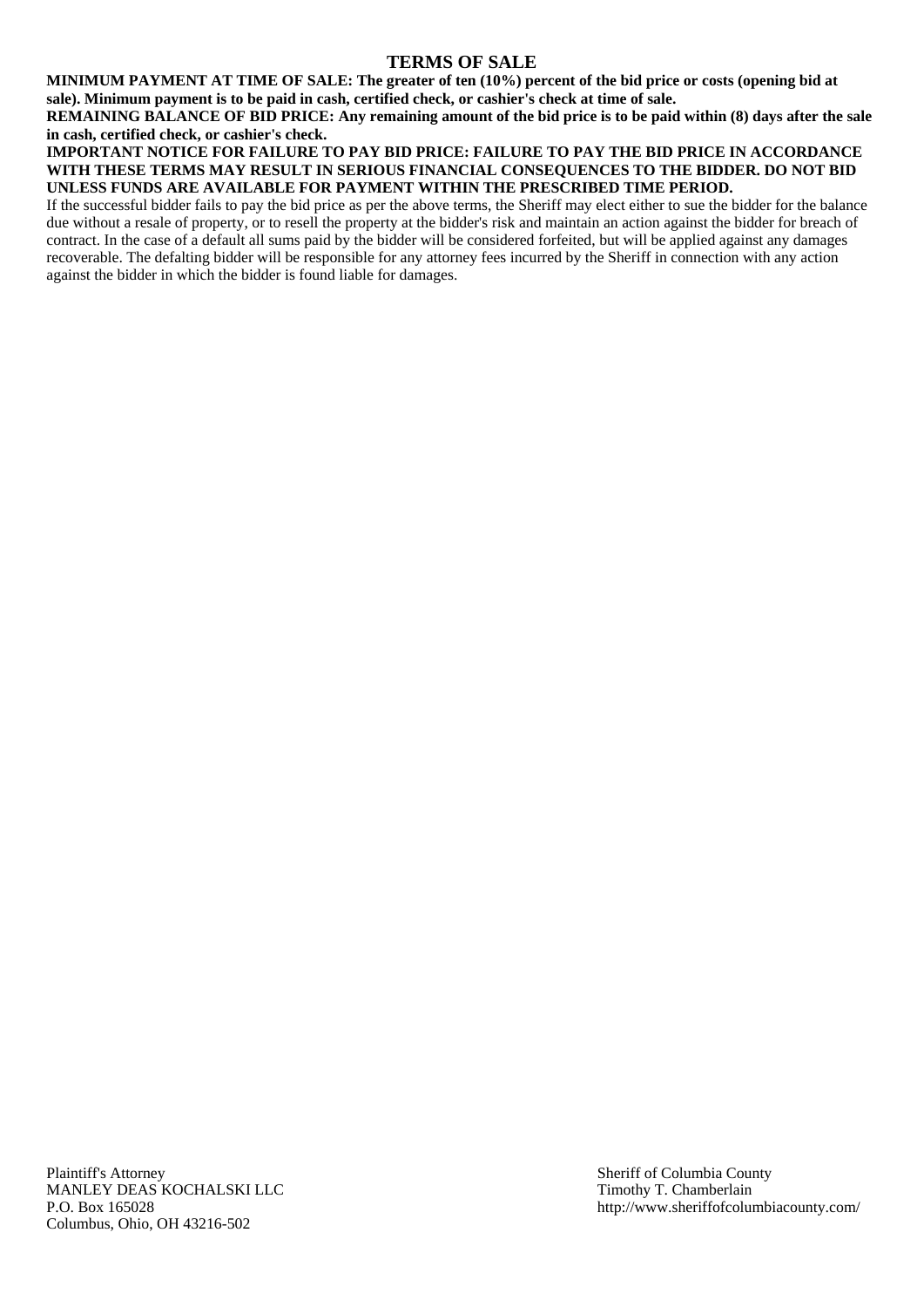# TERMS OF SALE

**MINIMUM PAYMENT AT TIME OF SALE: The greater of ten (10%) percent of the bid price or costs (opening bid at sale). Minimum payment is to be paid in cash, certified check, or cashier's check at time of sale.**

**REMAINING BALANCE OF BID PRICE: Any remaining amount of the bid price is to be paid within (8) days after the sale in cash, certified check, or cashier's check.**

**IMPORTANT NOTICE FOR FAILURE TO PAY BID PRICE: FAILURE TO PAY THE BID PRICE IN ACCORDANCE WITH THESE TERMS MAY RESULT IN SERIOUS FINANCIAL CONSEQUENCES TO THE BIDDER. DO NOT BID UNLESS FUNDS ARE AVAILABLE FOR PAYMENT WITHIN THE PRESCRIBED TIME PERIOD.**

If the successful bidder fails to pay the bid price as per the above terms, the Sheriff may elect either to sue the bidder for the balance due without a resale of property, or to resell the property at the bidder's risk and maintain an action against the bidder for breach of contract. In the case of a default all sums paid by the bidder will be considered forfeited, but will be applied against any damages recoverable. The defalting bidder will be responsible for any attorney fees incurred by the Sheriff in connection with any action against the bidder in which the bidder is found liable for damages.

Plaintiff's Attorney
MANLEY DEAS KOCHALSKI LLC
P.O. Box 165028
Columbus, Ohio, OH 43216-502

Sheriff of Columbia County
Timothy T. Chamberlain
http://www.sheriffofcolumbiacounty.com/